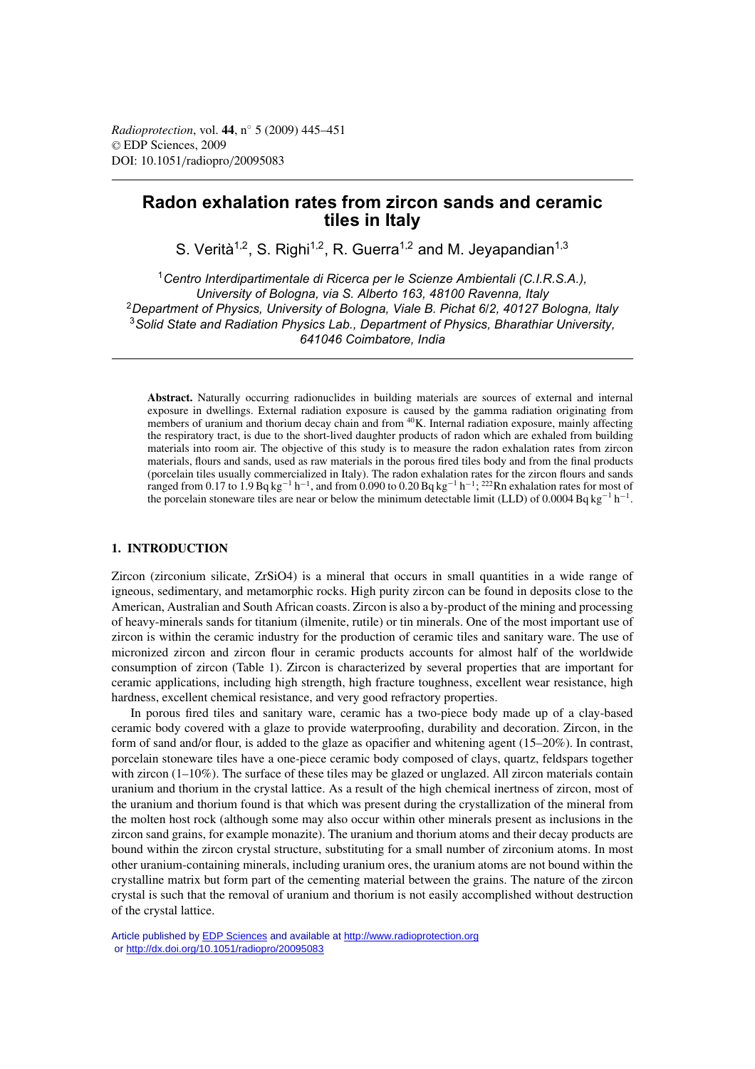*Radioprotection*, vol. **44**, n° 5 (2009) 445–451
© EDP Sciences, 2009
DOI: 10.1051/radiopro/20095083

# Radon exhalation rates from zircon sands and ceramic tiles in Italy

S. Verità[1,2], S. Righi[1,2], R. Guerra[1,2] and M. Jeyapandian[1,3]

[1] *Centro Interdipartimentale di Ricerca per le Scienze Ambientali (C.I.R.S.A.), University of Bologna, via S. Alberto 163, 48100 Ravenna, Italy*
[2] *Department of Physics, University of Bologna, Viale B. Pichat 6/2, 40127 Bologna, Italy*
[3] *Solid State and Radiation Physics Lab., Department of Physics, Bharathiar University, 641046 Coimbatore, India*

**Abstract.** Naturally occurring radionuclides in building materials are sources of external and internal exposure in dwellings. External radiation exposure is caused by the gamma radiation originating from members of uranium and thorium decay chain and from $^{40}$K. Internal radiation exposure, mainly affecting the respiratory tract, is due to the short-lived daughter products of radon which are exhaled from building materials into room air. The objective of this study is to measure the radon exhalation rates from zircon materials, flours and sands, used as raw materials in the porous fired tiles body and from the final products (porcelain tiles usually commercialized in Italy). The radon exhalation rates for the zircon flours and sands ranged from 0.17 to 1.9 Bq kg$^{-1}$ h$^{-1}$, and from 0.090 to 0.20 Bq kg$^{-1}$ h$^{-1}$; $^{222}$Rn exhalation rates for most of the porcelain stoneware tiles are near or below the minimum detectable limit (LLD) of 0.0004 Bq kg$^{-1}$ h$^{-1}$.

## 1. INTRODUCTION

Zircon (zirconium silicate, $ZrSiO_4$) is a mineral that occurs in small quantities in a wide range of igneous, sedimentary, and metamorphic rocks. High purity zircon can be found in deposits close to the American, Australian and South African coasts. Zircon is also a by-product of the mining and processing of heavy-minerals sands for titanium (ilmenite, rutile) or tin minerals. One of the most important use of zircon is within the ceramic industry for the production of ceramic tiles and sanitary ware. The use of micronized zircon and zircon flour in ceramic products accounts for almost half of the worldwide consumption of zircon (Table 1). Zircon is characterized by several properties that are important for ceramic applications, including high strength, high fracture toughness, excellent wear resistance, high hardness, excellent chemical resistance, and very good refractory properties.

In porous fired tiles and sanitary ware, ceramic has a two-piece body made up of a clay-based ceramic body covered with a glaze to provide waterproofing, durability and decoration. Zircon, in the form of sand and/or flour, is added to the glaze as opacifier and whitening agent (15–20%). In contrast, porcelain stoneware tiles have a one-piece ceramic body composed of clays, quartz, feldspars together with zircon (1–10%). The surface of these tiles may be glazed or unglazed. All zircon materials contain uranium and thorium in the crystal lattice. As a result of the high chemical inertness of zircon, most of the uranium and thorium found is that which was present during the crystallization of the mineral from the molten host rock (although some may also occur within other minerals present as inclusions in the zircon sand grains, for example monazite). The uranium and thorium atoms and their decay products are bound within the zircon crystal structure, substituting for a small number of zirconium atoms. In most other uranium-containing minerals, including uranium ores, the uranium atoms are not bound within the crystalline matrix but form part of the cementing material between the grains. The nature of the zircon crystal is such that the removal of uranium and thorium is not easily accomplished without destruction of the crystal lattice.

Article published by EDP Sciences and available at http://www.radioprotection.org or http://dx.doi.org/10.1051/radiopro/20095083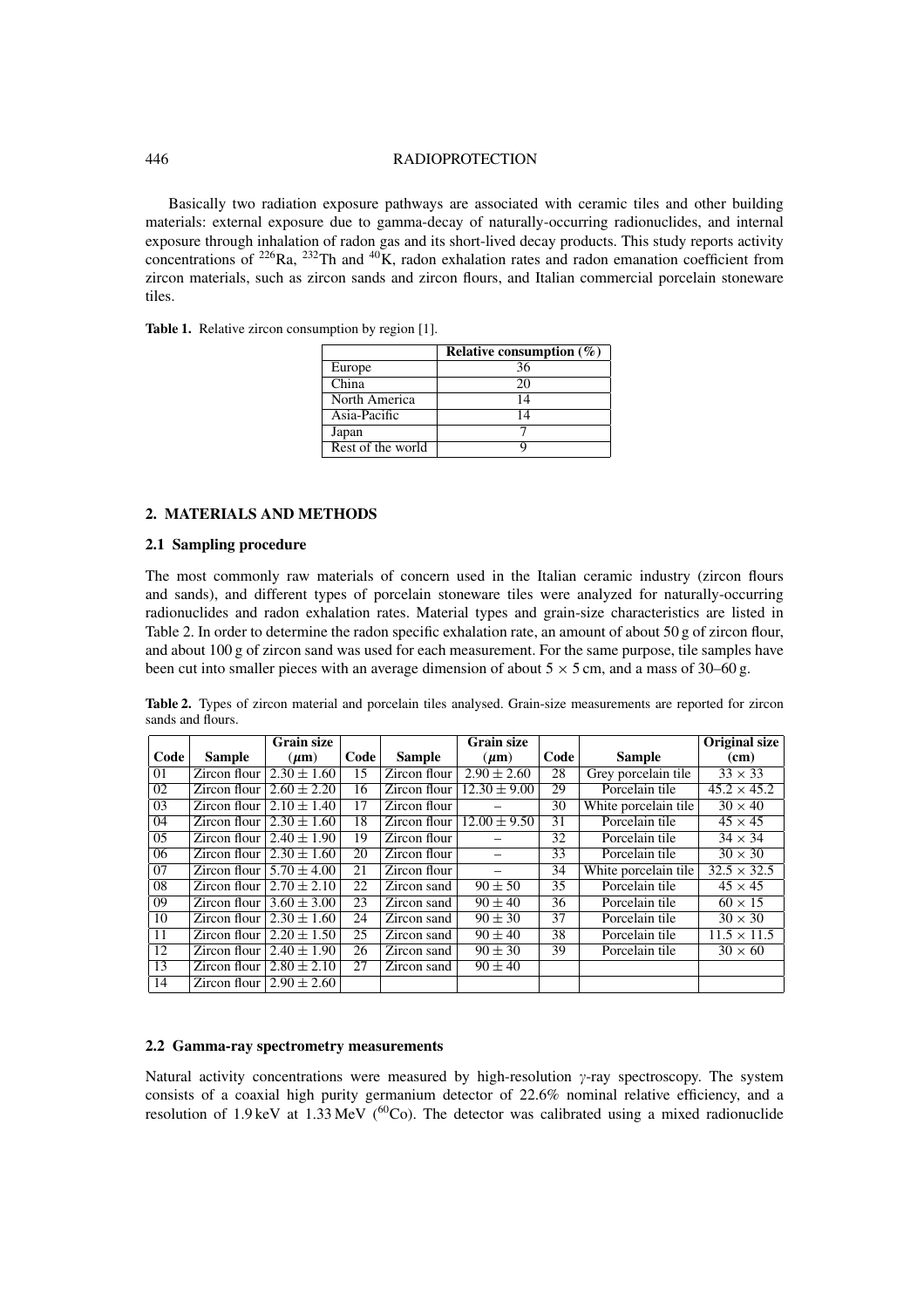Basically two radiation exposure pathways are associated with ceramic tiles and other building materials: external exposure due to gamma-decay of naturally-occurring radionuclides, and internal exposure through inhalation of radon gas and its short-lived decay products. This study reports activity concentrations of $^{226}$Ra, $^{232}$Th and $^{40}$K, radon exhalation rates and radon emanation coefficient from zircon materials, such as zircon sands and zircon flours, and Italian commercial porcelain stoneware tiles.

**Table 1.** Relative zircon consumption by region [1].

| | **Relative consumption (%)** |
|---|---|
| Europe | 36 |
| China | 20 |
| North America | 14 |
| Asia-Pacific | 14 |
| Japan | 7 |
| Rest of the world | 9 |

## 2. MATERIALS AND METHODS

### 2.1 Sampling procedure

The most commonly raw materials of concern used in the Italian ceramic industry (zircon flours and sands), and different types of porcelain stoneware tiles were analyzed for naturally-occurring radionuclides and radon exhalation rates. Material types and grain-size characteristics are listed in Table 2. In order to determine the radon specific exhalation rate, an amount of about 50 g of zircon flour, and about 100 g of zircon sand was used for each measurement. For the same purpose, tile samples have been cut into smaller pieces with an average dimension of about 5 × 5 cm, and a mass of 30–60 g.

**Table 2.** Types of zircon material and porcelain tiles analysed. Grain-size measurements are reported for zircon sands and flours.

| **Code** | **Sample** | **Grain size ($\mu$m)** | **Code** | **Sample** | **Grain size ($\mu$m)** | **Code** | **Sample** | **Original size (cm)** |
|---|---|---|---|---|---|---|---|---|
| 01 | Zircon flour | 2.30 ± 1.60 | 15 | Zircon flour | 2.90 ± 2.60 | 28 | Grey porcelain tile | 33 × 33 |
| 02 | Zircon flour | 2.60 ± 2.20 | 16 | Zircon flour | 12.30 ± 9.00 | 29 | Porcelain tile | 45.2 × 45.2 |
| 03 | Zircon flour | 2.10 ± 1.40 | 17 | Zircon flour | – | 30 | White porcelain tile | 30 × 40 |
| 04 | Zircon flour | 2.30 ± 1.60 | 18 | Zircon flour | 12.00 ± 9.50 | 31 | Porcelain tile | 45 × 45 |
| 05 | Zircon flour | 2.40 ± 1.90 | 19 | Zircon flour | – | 32 | Porcelain tile | 34 × 34 |
| 06 | Zircon flour | 2.30 ± 1.60 | 20 | Zircon flour | – | 33 | Porcelain tile | 30 × 30 |
| 07 | Zircon flour | 5.70 ± 4.00 | 21 | Zircon flour | – | 34 | White porcelain tile | 32.5 × 32.5 |
| 08 | Zircon flour | 2.70 ± 2.10 | 22 | Zircon sand | 90 ± 50 | 35 | Porcelain tile | 45 × 45 |
| 09 | Zircon flour | 3.60 ± 3.00 | 23 | Zircon sand | 90 ± 40 | 36 | Porcelain tile | 60 × 15 |
| 10 | Zircon flour | 2.30 ± 1.60 | 24 | Zircon sand | 90 ± 30 | 37 | Porcelain tile | 30 × 30 |
| 11 | Zircon flour | 2.20 ± 1.50 | 25 | Zircon sand | 90 ± 40 | 38 | Porcelain tile | 11.5 × 11.5 |
| 12 | Zircon flour | 2.40 ± 1.90 | 26 | Zircon sand | 90 ± 30 | 39 | Porcelain tile | 30 × 60 |
| 13 | Zircon flour | 2.80 ± 2.10 | 27 | Zircon sand | 90 ± 40 | | | |
| 14 | Zircon flour | 2.90 ± 2.60 | | | | | | |

### 2.2 Gamma-ray spectrometry measurements

Natural activity concentrations were measured by high-resolution $\gamma$-ray spectroscopy. The system consists of a coaxial high purity germanium detector of 22.6% nominal relative efficiency, and a resolution of 1.9 keV at 1.33 MeV ($^{60}$Co). The detector was calibrated using a mixed radionuclide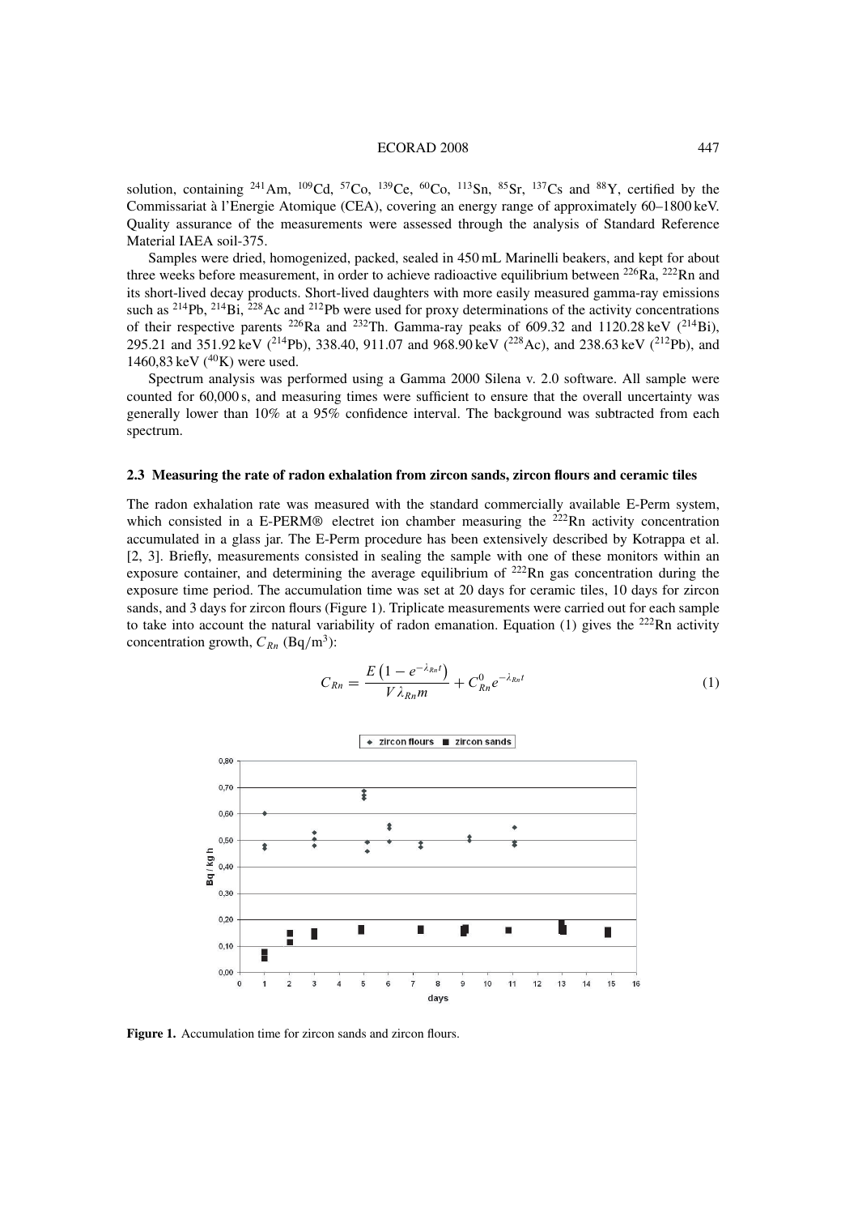solution, containing $^{241}$Am, $^{109}$Cd, $^{57}$Co, $^{139}$Ce, $^{60}$Co, $^{113}$Sn, $^{85}$Sr, $^{137}$Cs and $^{88}$Y, certified by the Commissariat à l'Energie Atomique (CEA), covering an energy range of approximately 60–1800 keV. Quality assurance of the measurements were assessed through the analysis of Standard Reference Material IAEA soil-375.

Samples were dried, homogenized, packed, sealed in 450 mL Marinelli beakers, and kept for about three weeks before measurement, in order to achieve radioactive equilibrium between $^{226}$Ra, $^{222}$Rn and its short-lived decay products. Short-lived daughters with more easily measured gamma-ray emissions such as $^{214}$Pb, $^{214}$Bi, $^{228}$Ac and $^{212}$Pb were used for proxy determinations of the activity concentrations of their respective parents $^{226}$Ra and $^{232}$Th. Gamma-ray peaks of 609.32 and 1120.28 keV ($^{214}$Bi), 295.21 and 351.92 keV ($^{214}$Pb), 338.40, 911.07 and 968.90 keV ($^{228}$Ac), and 238.63 keV ($^{212}$Pb), and 1460,83 keV ($^{40}$K) were used.

Spectrum analysis was performed using a Gamma 2000 Silena v. 2.0 software. All sample were counted for 60,000 s, and measuring times were sufficient to ensure that the overall uncertainty was generally lower than 10% at a 95% confidence interval. The background was subtracted from each spectrum.

### 2.3 Measuring the rate of radon exhalation from zircon sands, zircon flours and ceramic tiles

The radon exhalation rate was measured with the standard commercially available E-Perm system, which consisted in a E-PERM® electret ion chamber measuring the $^{222}$Rn activity concentration accumulated in a glass jar. The E-Perm procedure has been extensively described by Kotrappa et al. [2, 3]. Briefly, measurements consisted in sealing the sample with one of these monitors within an exposure container, and determining the average equilibrium of $^{222}$Rn gas concentration during the exposure time period. The accumulation time was set at 20 days for ceramic tiles, 10 days for zircon sands, and 3 days for zircon flours (Figure 1). Triplicate measurements were carried out for each sample to take into account the natural variability of radon emanation. Equation (1) gives the $^{222}$Rn activity concentration growth, $C_{Rn}$ (Bq/m$^3$):

$$C_{Rn} = \frac{E\left(1 - e^{-\lambda_{Rn}t}\right)}{V\lambda_{Rn}m} + C_{Rn}^{0}e^{-\lambda_{Rn}t} \tag{1}$$

**Figure 1.** Accumulation time for zircon sands and zircon flours.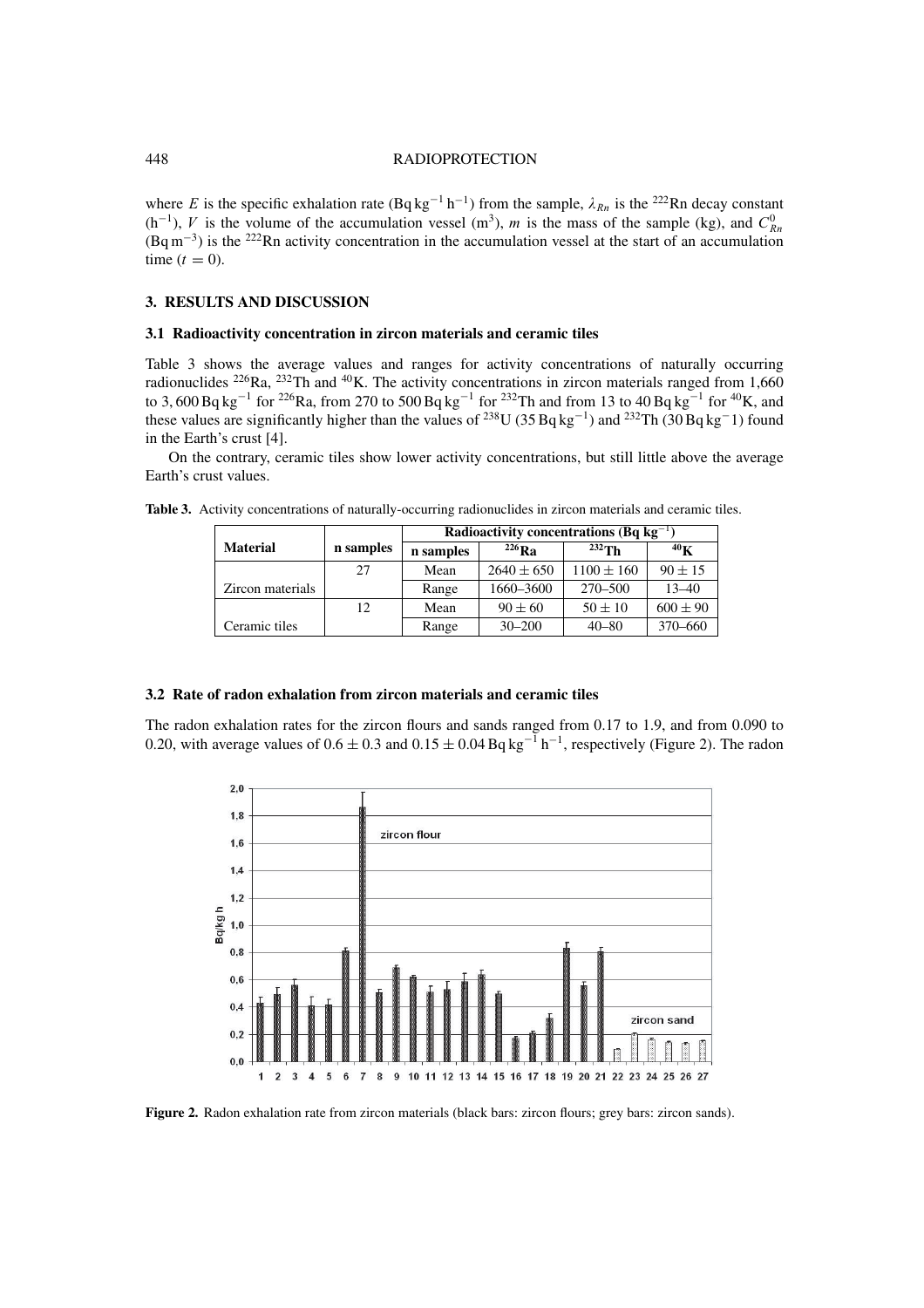where $E$ is the specific exhalation rate (Bq kg$^{-1}$ h$^{-1}$) from the sample, $\lambda_{Rn}$ is the $^{222}$Rn decay constant (h$^{-1}$), $V$ is the volume of the accumulation vessel (m$^3$), $m$ is the mass of the sample (kg), and $C^0_{Rn}$ (Bq m$^{-3}$) is the $^{222}$Rn activity concentration in the accumulation vessel at the start of an accumulation time ($t = 0$).

## 3. RESULTS AND DISCUSSION

### 3.1 Radioactivity concentration in zircon materials and ceramic tiles

Table 3 shows the average values and ranges for activity concentrations of naturally occurring radionuclides $^{226}$Ra, $^{232}$Th and $^{40}$K. The activity concentrations in zircon materials ranged from 1,660 to 3,600 Bq kg$^{-1}$ for $^{226}$Ra, from 270 to 500 Bq kg$^{-1}$ for $^{232}$Th and from 13 to 40 Bq kg$^{-1}$ for $^{40}$K, and these values are significantly higher than the values of $^{238}$U (35 Bq kg$^{-1}$) and $^{232}$Th (30 Bq kg$^{-}$1) found in the Earth's crust [4].

On the contrary, ceramic tiles show lower activity concentrations, but still little above the average Earth's crust values.

**Table 3.** Activity concentrations of naturally-occurring radionuclides in zircon materials and ceramic tiles.

| Material | n samples | Radioactivity concentrations (Bq kg$^{-1}$) | | | |
|---|---|---|---|---|---|
| | | n samples | $^{226}$Ra | $^{232}$Th | $^{40}$K |
| | 27 | Mean | 2640 ± 650 | 1100 ± 160 | 90 ± 15 |
| Zircon materials | | Range | 1660–3600 | 270–500 | 13–40 |
| | 12 | Mean | 90 ± 60 | 50 ± 10 | 600 ± 90 |
| Ceramic tiles | | Range | 30–200 | 40–80 | 370–660 |

### 3.2 Rate of radon exhalation from zircon materials and ceramic tiles

The radon exhalation rates for the zircon flours and sands ranged from 0.17 to 1.9, and from 0.090 to 0.20, with average values of 0.6 ± 0.3 and 0.15 ± 0.04 Bq kg$^{-1}$ h$^{-1}$, respectively (Figure 2). The radon

**Figure 2.** Radon exhalation rate from zircon materials (black bars: zircon flours; grey bars: zircon sands).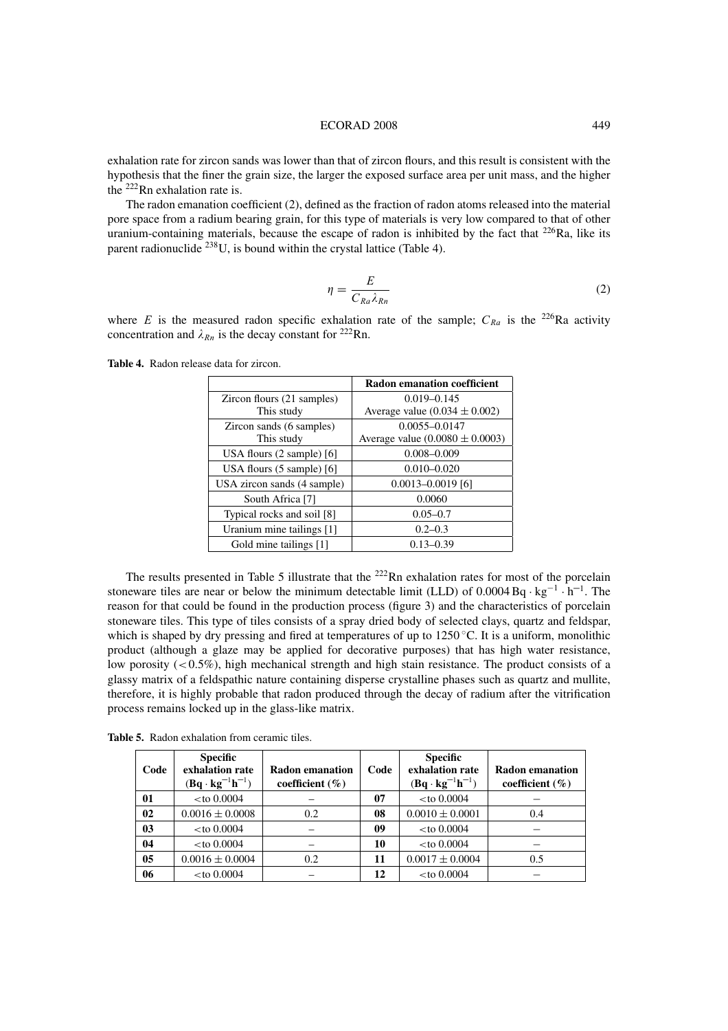exhalation rate for zircon sands was lower than that of zircon flours, and this result is consistent with the hypothesis that the finer the grain size, the larger the exposed surface area per unit mass, and the higher the $^{222}$Rn exhalation rate is.

The radon emanation coefficient (2), defined as the fraction of radon atoms released into the material pore space from a radium bearing grain, for this type of materials is very low compared to that of other uranium-containing materials, because the escape of radon is inhibited by the fact that $^{226}$Ra, like its parent radionuclide $^{238}$U, is bound within the crystal lattice (Table 4).

$$\eta = \frac{E}{C_{Ra}\lambda_{Rn}} \tag{2}$$

where $E$ is the measured radon specific exhalation rate of the sample; $C_{Ra}$ is the $^{226}$Ra activity concentration and $\lambda_{Rn}$ is the decay constant for $^{222}$Rn.

**Table 4.** Radon release data for zircon.

| | Radon emanation coefficient |
|---|---|
| Zircon flours (21 samples) This study | 0.019–0.145 Average value (0.034 ± 0.002) |
| Zircon sands (6 samples) This study | 0.0055–0.0147 Average value (0.0080 ± 0.0003) |
| USA flours (2 sample) [6] | 0.008–0.009 |
| USA flours (5 sample) [6] | 0.010–0.020 |
| USA zircon sands (4 sample) | 0.0013–0.0019 [6] |
| South Africa [7] | 0.0060 |
| Typical rocks and soil [8] | 0.05–0.7 |
| Uranium mine tailings [1] | 0.2–0.3 |
| Gold mine tailings [1] | 0.13–0.39 |

The results presented in Table 5 illustrate that the $^{222}$Rn exhalation rates for most of the porcelain stoneware tiles are near or below the minimum detectable limit (LLD) of $0.0004\,\mathrm{Bq \cdot kg^{-1} \cdot h^{-1}}$. The reason for that could be found in the production process (figure 3) and the characteristics of porcelain stoneware tiles. This type of tiles consists of a spray dried body of selected clays, quartz and feldspar, which is shaped by dry pressing and fired at temperatures of up to 1250 °C. It is a uniform, monolithic product (although a glaze may be applied for decorative purposes) that has high water resistance, low porosity (< 0.5%), high mechanical strength and high stain resistance. The product consists of a glassy matrix of a feldspathic nature containing disperse crystalline phases such as quartz and mullite, therefore, it is highly probable that radon produced through the decay of radium after the vitrification process remains locked up in the glass-like matrix.

**Table 5.** Radon exhalation from ceramic tiles.

| Code | Specific exhalation rate ($\mathrm{Bq \cdot kg^{-1}h^{-1}}$) | Radon emanation coefficient (%) | Code | Specific exhalation rate ($\mathrm{Bq \cdot kg^{-1}h^{-1}}$) | Radon emanation coefficient (%) |
|---|---|---|---|---|---|
| **01** | <to 0.0004 | – | **07** | <to 0.0004 | – |
| **02** | 0.0016 ± 0.0008 | 0.2 | **08** | 0.0010 ± 0.0001 | 0.4 |
| **03** | <to 0.0004 | – | **09** | <to 0.0004 | – |
| **04** | <to 0.0004 | – | **10** | <to 0.0004 | – |
| **05** | 0.0016 ± 0.0004 | 0.2 | **11** | 0.0017 ± 0.0004 | 0.5 |
| **06** | <to 0.0004 | – | **12** | <to 0.0004 | – |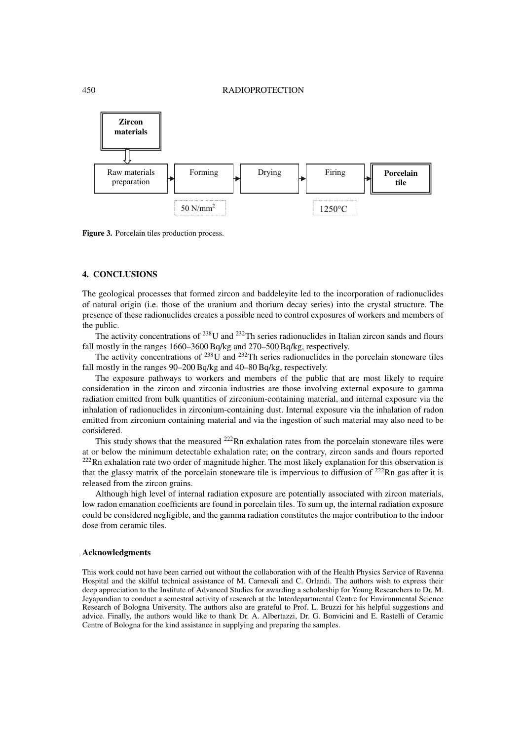Figure 3. Porcelain tiles production process.

## 4. CONCLUSIONS

The geological processes that formed zircon and baddeleyite led to the incorporation of radionuclides of natural origin (i.e. those of the uranium and thorium decay series) into the crystal structure. The presence of these radionuclides creates a possible need to control exposures of workers and members of the public.

The activity concentrations of $^{238}$U and $^{232}$Th series radionuclides in Italian zircon sands and flours fall mostly in the ranges 1660–3600 Bq/kg and 270–500 Bq/kg, respectively.

The activity concentrations of $^{238}$U and $^{232}$Th series radionuclides in the porcelain stoneware tiles fall mostly in the ranges 90–200 Bq/kg and 40–80 Bq/kg, respectively.

The exposure pathways to workers and members of the public that are most likely to require consideration in the zircon and zirconia industries are those involving external exposure to gamma radiation emitted from bulk quantities of zirconium-containing material, and internal exposure via the inhalation of radionuclides in zirconium-containing dust. Internal exposure via the inhalation of radon emitted from zirconium containing material and via the ingestion of such material may also need to be considered.

This study shows that the measured $^{222}$Rn exhalation rates from the porcelain stoneware tiles were at or below the minimum detectable exhalation rate; on the contrary, zircon sands and flours reported $^{222}$Rn exhalation rate two order of magnitude higher. The most likely explanation for this observation is that the glassy matrix of the porcelain stoneware tile is impervious to diffusion of $^{222}$Rn gas after it is released from the zircon grains.

Although high level of internal radiation exposure are potentially associated with zircon materials, low radon emanation coefficients are found in porcelain tiles. To sum up, the internal radiation exposure could be considered negligible, and the gamma radiation constitutes the major contribution to the indoor dose from ceramic tiles.

### Acknowledgments

This work could not have been carried out without the collaboration with of the Health Physics Service of Ravenna Hospital and the skilful technical assistance of M. Carnevali and C. Orlandi. The authors wish to express their deep appreciation to the Institute of Advanced Studies for awarding a scholarship for Young Researchers to Dr. M. Jeyapandian to conduct a semestral activity of research at the Interdepartmental Centre for Environmental Science Research of Bologna University. The authors also are grateful to Prof. L. Bruzzi for his helpful suggestions and advice. Finally, the authors would like to thank Dr. A. Albertazzi, Dr. G. Bonvicini and E. Rastelli of Ceramic Centre of Bologna for the kind assistance in supplying and preparing the samples.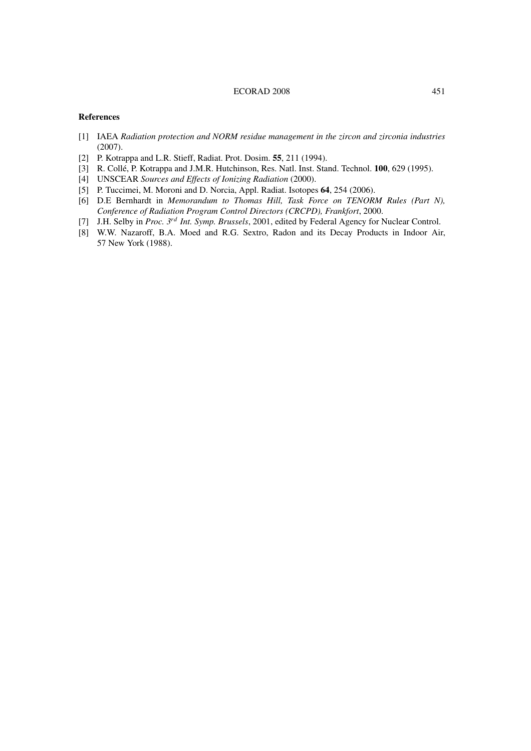#### References

[1] IAEA *Radiation protection and NORM residue management in the zircon and zirconia industries* (2007).

[2] P. Kotrappa and L.R. Stieff, Radiat. Prot. Dosim. **55**, 211 (1994).

[3] R. Collé, P. Kotrappa and J.M.R. Hutchinson, Res. Natl. Inst. Stand. Technol. **100**, 629 (1995).

[4] UNSCEAR *Sources and Effects of Ionizing Radiation* (2000).

[5] P. Tuccimei, M. Moroni and D. Norcia, Appl. Radiat. Isotopes **64**, 254 (2006).

[6] D.E Bernhardt in *Memorandum to Thomas Hill, Task Force on TENORM Rules (Part N), Conference of Radiation Program Control Directors (CRCPD), Frankfort*, 2000.

[7] J.H. Selby in *Proc. 3rd Int. Symp. Brussels*, 2001, edited by Federal Agency for Nuclear Control.

[8] W.W. Nazaroff, B.A. Moed and R.G. Sextro, Radon and its Decay Products in Indoor Air, 57 New York (1988).